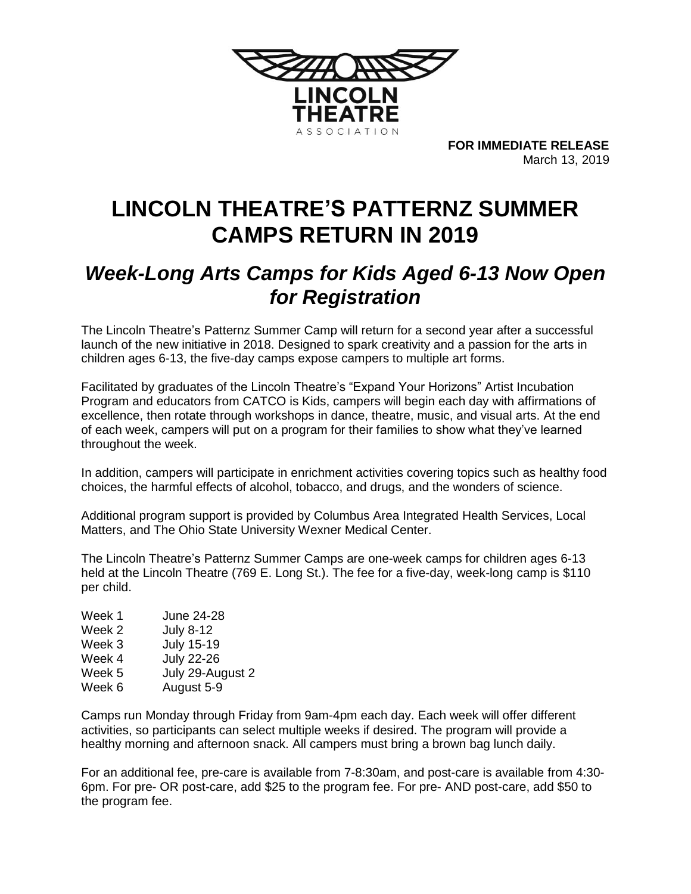LINCOLN THEATRE ASSOCIATION

**FOR IMMEDIATE RELEASE**
March 13, 2019

# LINCOLN THEATRE'S PATTERNZ SUMMER CAMPS RETURN IN 2019

## *Week-Long Arts Camps for Kids Aged 6-13 Now Open for Registration*

The Lincoln Theatre's Patternz Summer Camp will return for a second year after a successful launch of the new initiative in 2018. Designed to spark creativity and a passion for the arts in children ages 6-13, the five-day camps expose campers to multiple art forms.

Facilitated by graduates of the Lincoln Theatre's "Expand Your Horizons" Artist Incubation Program and educators from CATCO is Kids, campers will begin each day with affirmations of excellence, then rotate through workshops in dance, theatre, music, and visual arts. At the end of each week, campers will put on a program for their families to show what they've learned throughout the week.

In addition, campers will participate in enrichment activities covering topics such as healthy food choices, the harmful effects of alcohol, tobacco, and drugs, and the wonders of science.

Additional program support is provided by Columbus Area Integrated Health Services, Local Matters, and The Ohio State University Wexner Medical Center.

The Lincoln Theatre's Patternz Summer Camps are one-week camps for children ages 6-13 held at the Lincoln Theatre (769 E. Long St.). The fee for a five-day, week-long camp is $110 per child.

| | |
|---|---|
| Week 1 | June 24-28 |
| Week 2 | July 8-12 |
| Week 3 | July 15-19 |
| Week 4 | July 22-26 |
| Week 5 | July 29-August 2 |
| Week 6 | August 5-9 |

Camps run Monday through Friday from 9am-4pm each day. Each week will offer different activities, so participants can select multiple weeks if desired. The program will provide a healthy morning and afternoon snack. All campers must bring a brown bag lunch daily.

For an additional fee, pre-care is available from 7-8:30am, and post-care is available from 4:30-6pm. For pre- OR post-care, add $25 to the program fee. For pre- AND post-care, add $50 to the program fee.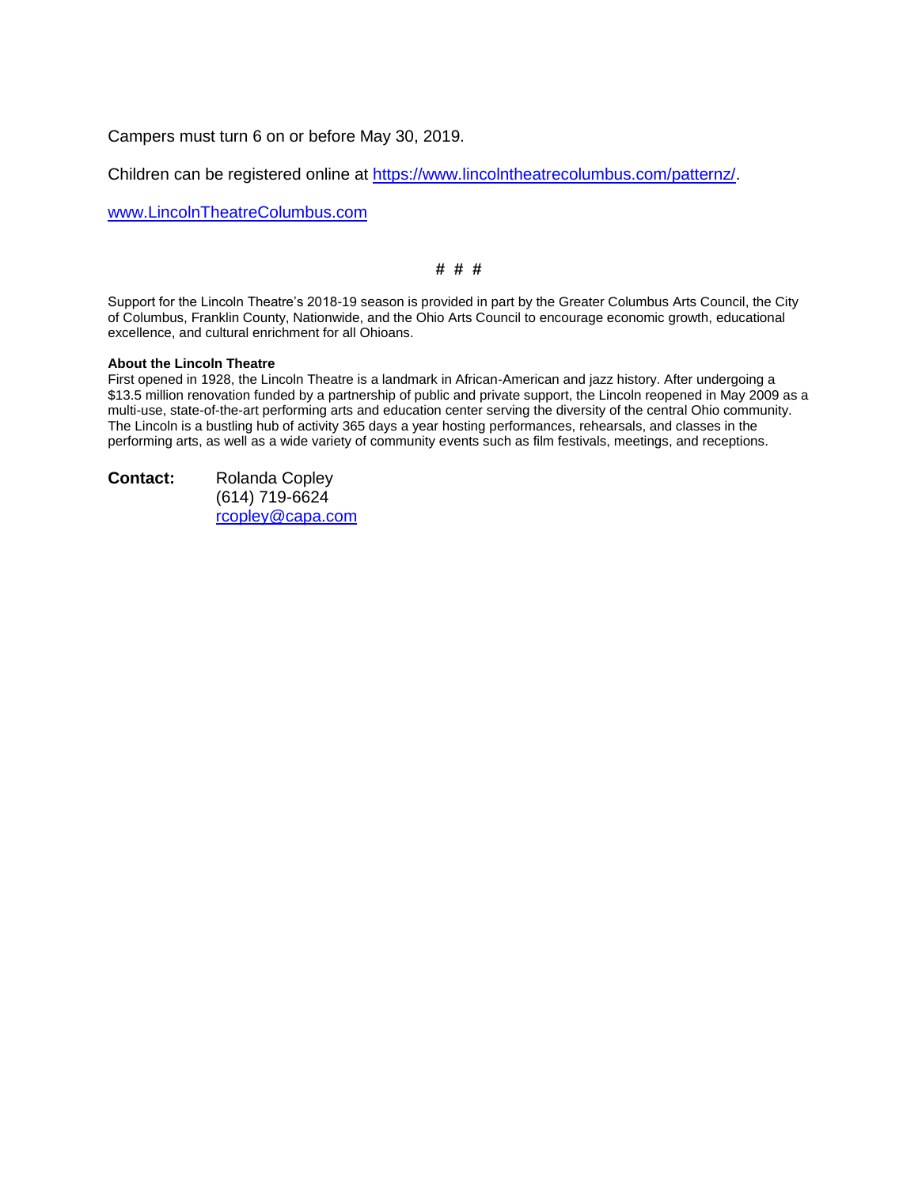Campers must turn 6 on or before May 30, 2019.

Children can be registered online at https://www.lincolntheatrecolumbus.com/patternz/.

www.LincolnTheatreColumbus.com

# # #

Support for the Lincoln Theatre's 2018-19 season is provided in part by the Greater Columbus Arts Council, the City of Columbus, Franklin County, Nationwide, and the Ohio Arts Council to encourage economic growth, educational excellence, and cultural enrichment for all Ohioans.

**About the Lincoln Theatre**
First opened in 1928, the Lincoln Theatre is a landmark in African-American and jazz history. After undergoing a $13.5 million renovation funded by a partnership of public and private support, the Lincoln reopened in May 2009 as a multi-use, state-of-the-art performing arts and education center serving the diversity of the central Ohio community. The Lincoln is a bustling hub of activity 365 days a year hosting performances, rehearsals, and classes in the performing arts, as well as a wide variety of community events such as film festivals, meetings, and receptions.

**Contact:** Rolanda Copley
(614) 719-6624
rcopley@capa.com